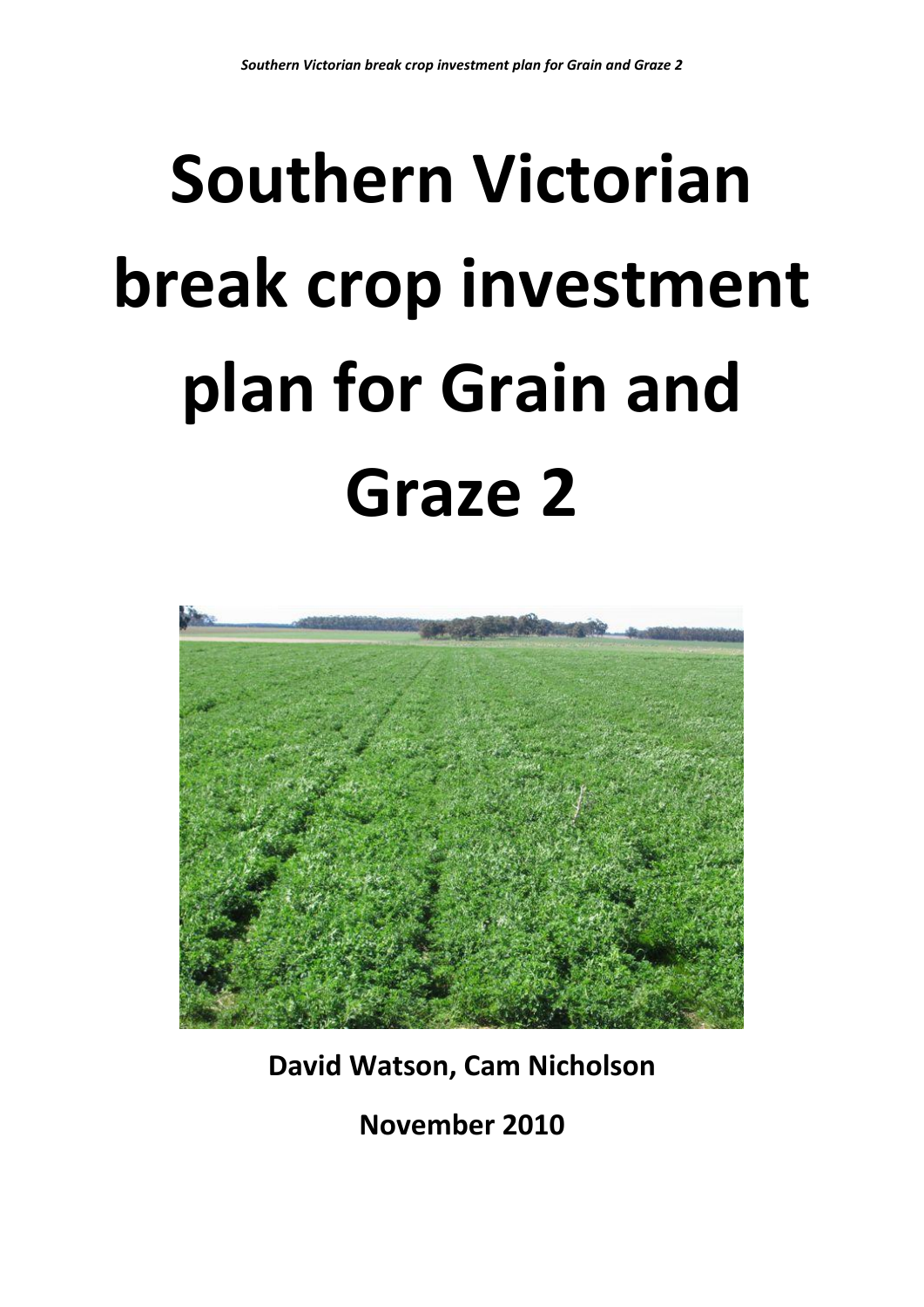# Southern Victorian break crop investment plan for Grain and Graze 2

**David Watson, Cam Nicholson**

**November 2010**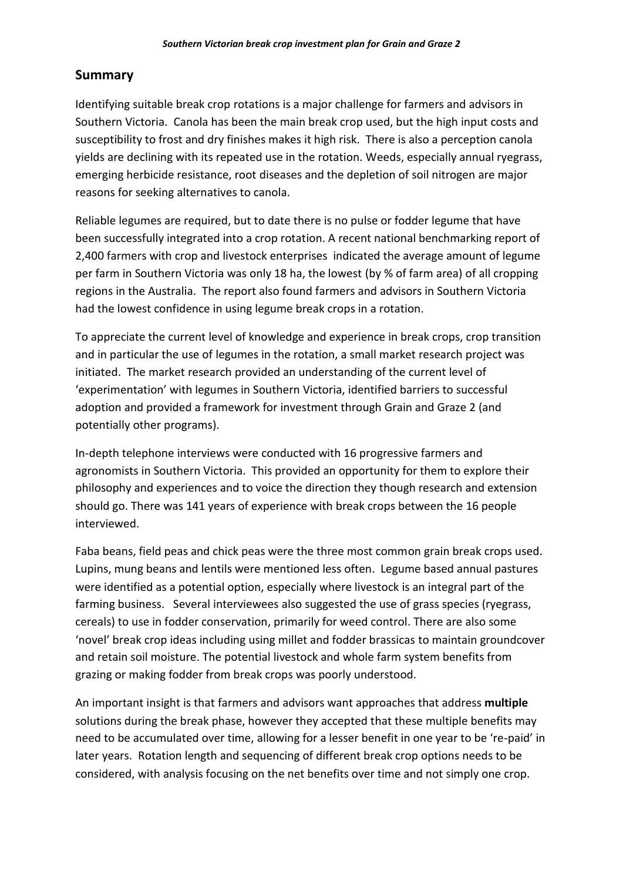## Summary

Identifying suitable break crop rotations is a major challenge for farmers and advisors in Southern Victoria. Canola has been the main break crop used, but the high input costs and susceptibility to frost and dry finishes makes it high risk. There is also a perception canola yields are declining with its repeated use in the rotation. Weeds, especially annual ryegrass, emerging herbicide resistance, root diseases and the depletion of soil nitrogen are major reasons for seeking alternatives to canola.

Reliable legumes are required, but to date there is no pulse or fodder legume that have been successfully integrated into a crop rotation. A recent national benchmarking report of 2,400 farmers with crop and livestock enterprises indicated the average amount of legume per farm in Southern Victoria was only 18 ha, the lowest (by % of farm area) of all cropping regions in the Australia. The report also found farmers and advisors in Southern Victoria had the lowest confidence in using legume break crops in a rotation.

To appreciate the current level of knowledge and experience in break crops, crop transition and in particular the use of legumes in the rotation, a small market research project was initiated. The market research provided an understanding of the current level of 'experimentation' with legumes in Southern Victoria, identified barriers to successful adoption and provided a framework for investment through Grain and Graze 2 (and potentially other programs).

In-depth telephone interviews were conducted with 16 progressive farmers and agronomists in Southern Victoria. This provided an opportunity for them to explore their philosophy and experiences and to voice the direction they though research and extension should go. There was 141 years of experience with break crops between the 16 people interviewed.

Faba beans, field peas and chick peas were the three most common grain break crops used. Lupins, mung beans and lentils were mentioned less often. Legume based annual pastures were identified as a potential option, especially where livestock is an integral part of the farming business. Several interviewees also suggested the use of grass species (ryegrass, cereals) to use in fodder conservation, primarily for weed control. There are also some 'novel' break crop ideas including using millet and fodder brassicas to maintain groundcover and retain soil moisture. The potential livestock and whole farm system benefits from grazing or making fodder from break crops was poorly understood.

An important insight is that farmers and advisors want approaches that address **multiple** solutions during the break phase, however they accepted that these multiple benefits may need to be accumulated over time, allowing for a lesser benefit in one year to be 're-paid' in later years. Rotation length and sequencing of different break crop options needs to be considered, with analysis focusing on the net benefits over time and not simply one crop.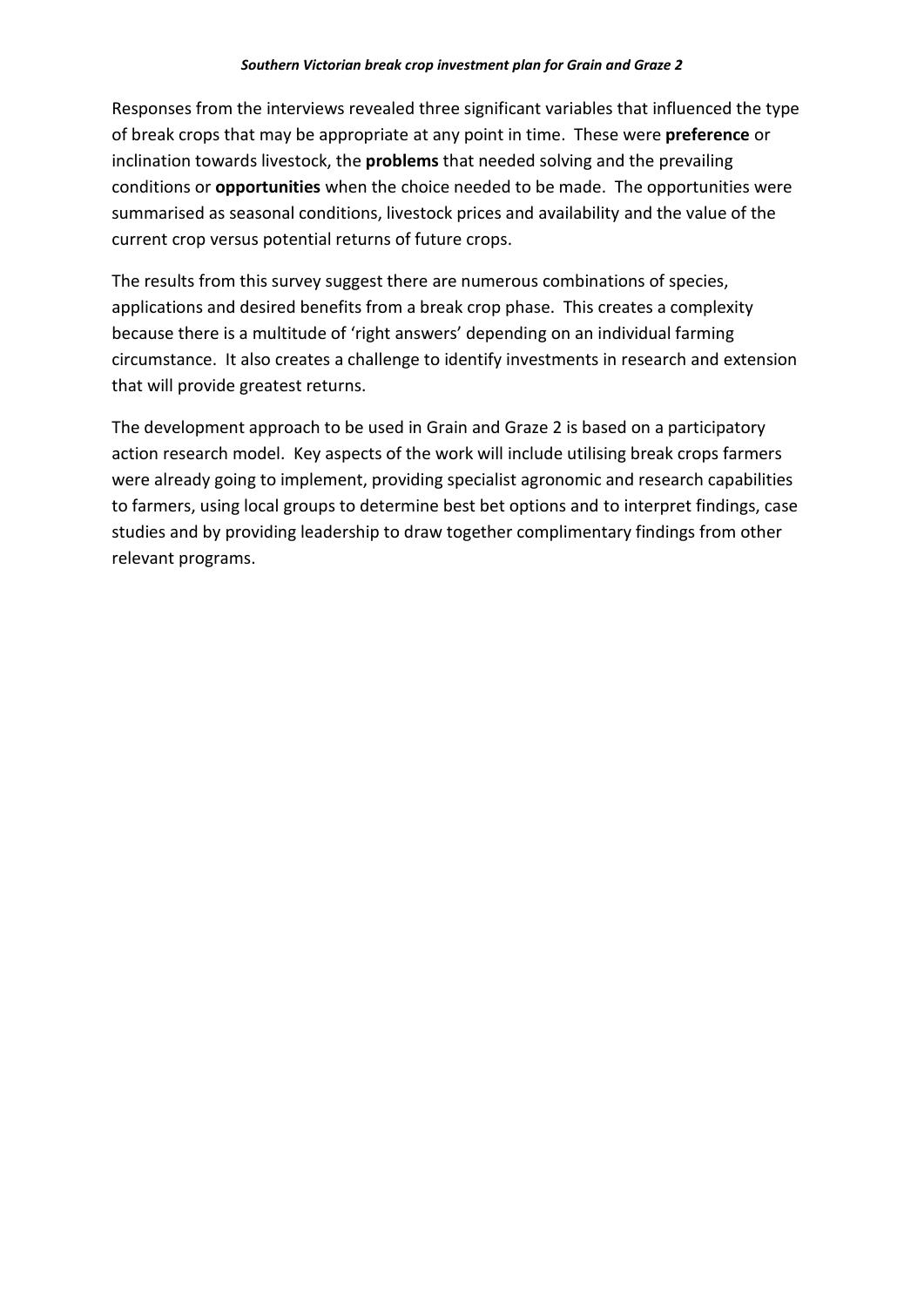Responses from the interviews revealed three significant variables that influenced the type of break crops that may be appropriate at any point in time. These were **preference** or inclination towards livestock, the **problems** that needed solving and the prevailing conditions or **opportunities** when the choice needed to be made. The opportunities were summarised as seasonal conditions, livestock prices and availability and the value of the current crop versus potential returns of future crops.

The results from this survey suggest there are numerous combinations of species, applications and desired benefits from a break crop phase. This creates a complexity because there is a multitude of 'right answers' depending on an individual farming circumstance. It also creates a challenge to identify investments in research and extension that will provide greatest returns.

The development approach to be used in Grain and Graze 2 is based on a participatory action research model. Key aspects of the work will include utilising break crops farmers were already going to implement, providing specialist agronomic and research capabilities to farmers, using local groups to determine best bet options and to interpret findings, case studies and by providing leadership to draw together complimentary findings from other relevant programs.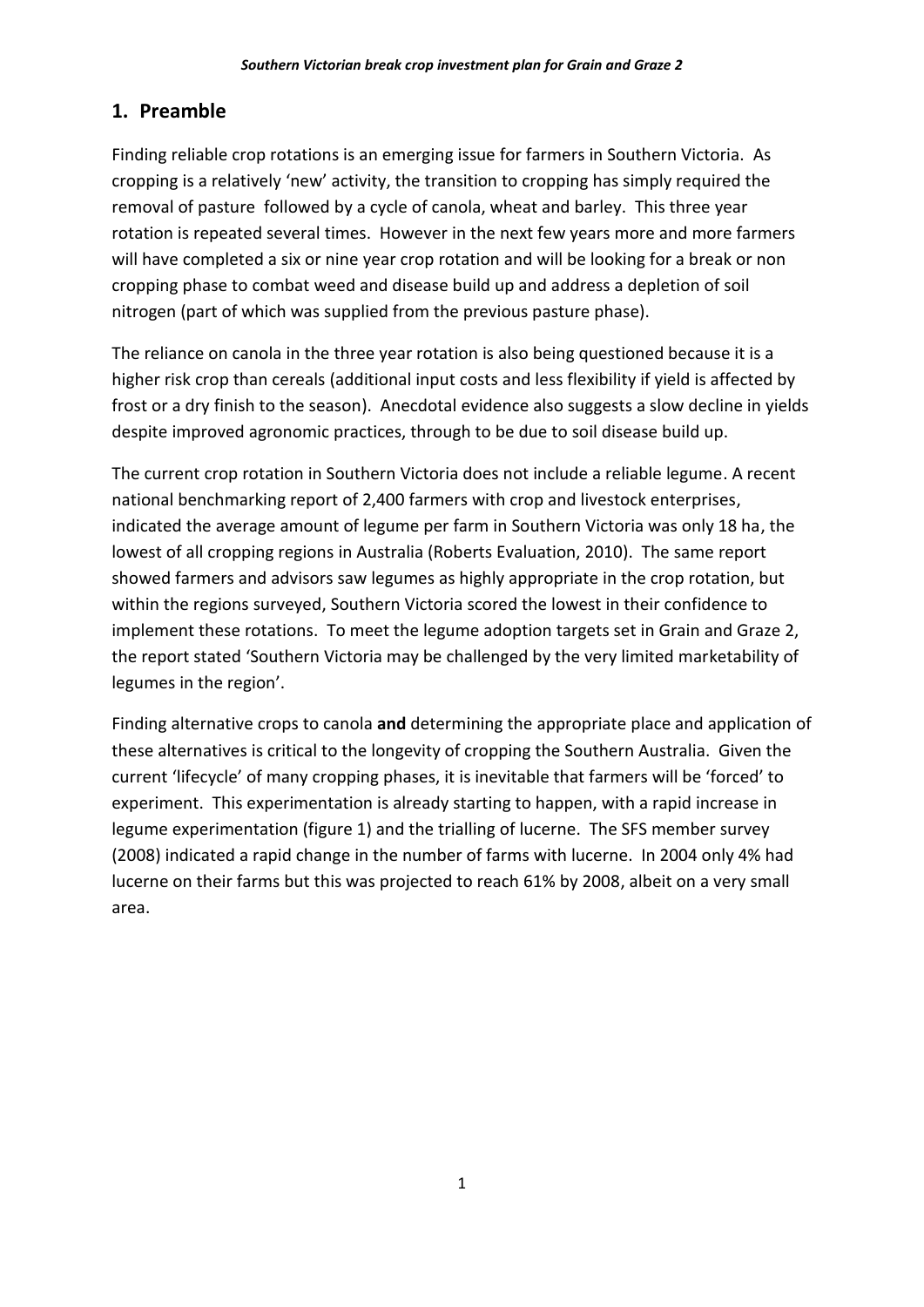## 1. Preamble

Finding reliable crop rotations is an emerging issue for farmers in Southern Victoria. As cropping is a relatively 'new' activity, the transition to cropping has simply required the removal of pasture followed by a cycle of canola, wheat and barley. This three year rotation is repeated several times. However in the next few years more and more farmers will have completed a six or nine year crop rotation and will be looking for a break or non cropping phase to combat weed and disease build up and address a depletion of soil nitrogen (part of which was supplied from the previous pasture phase).

The reliance on canola in the three year rotation is also being questioned because it is a higher risk crop than cereals (additional input costs and less flexibility if yield is affected by frost or a dry finish to the season). Anecdotal evidence also suggests a slow decline in yields despite improved agronomic practices, through to be due to soil disease build up.

The current crop rotation in Southern Victoria does not include a reliable legume. A recent national benchmarking report of 2,400 farmers with crop and livestock enterprises, indicated the average amount of legume per farm in Southern Victoria was only 18 ha, the lowest of all cropping regions in Australia (Roberts Evaluation, 2010). The same report showed farmers and advisors saw legumes as highly appropriate in the crop rotation, but within the regions surveyed, Southern Victoria scored the lowest in their confidence to implement these rotations. To meet the legume adoption targets set in Grain and Graze 2, the report stated 'Southern Victoria may be challenged by the very limited marketability of legumes in the region'.

Finding alternative crops to canola **and** determining the appropriate place and application of these alternatives is critical to the longevity of cropping the Southern Australia. Given the current 'lifecycle' of many cropping phases, it is inevitable that farmers will be 'forced' to experiment. This experimentation is already starting to happen, with a rapid increase in legume experimentation (figure 1) and the trialling of lucerne. The SFS member survey (2008) indicated a rapid change in the number of farms with lucerne. In 2004 only 4% had lucerne on their farms but this was projected to reach 61% by 2008, albeit on a very small area.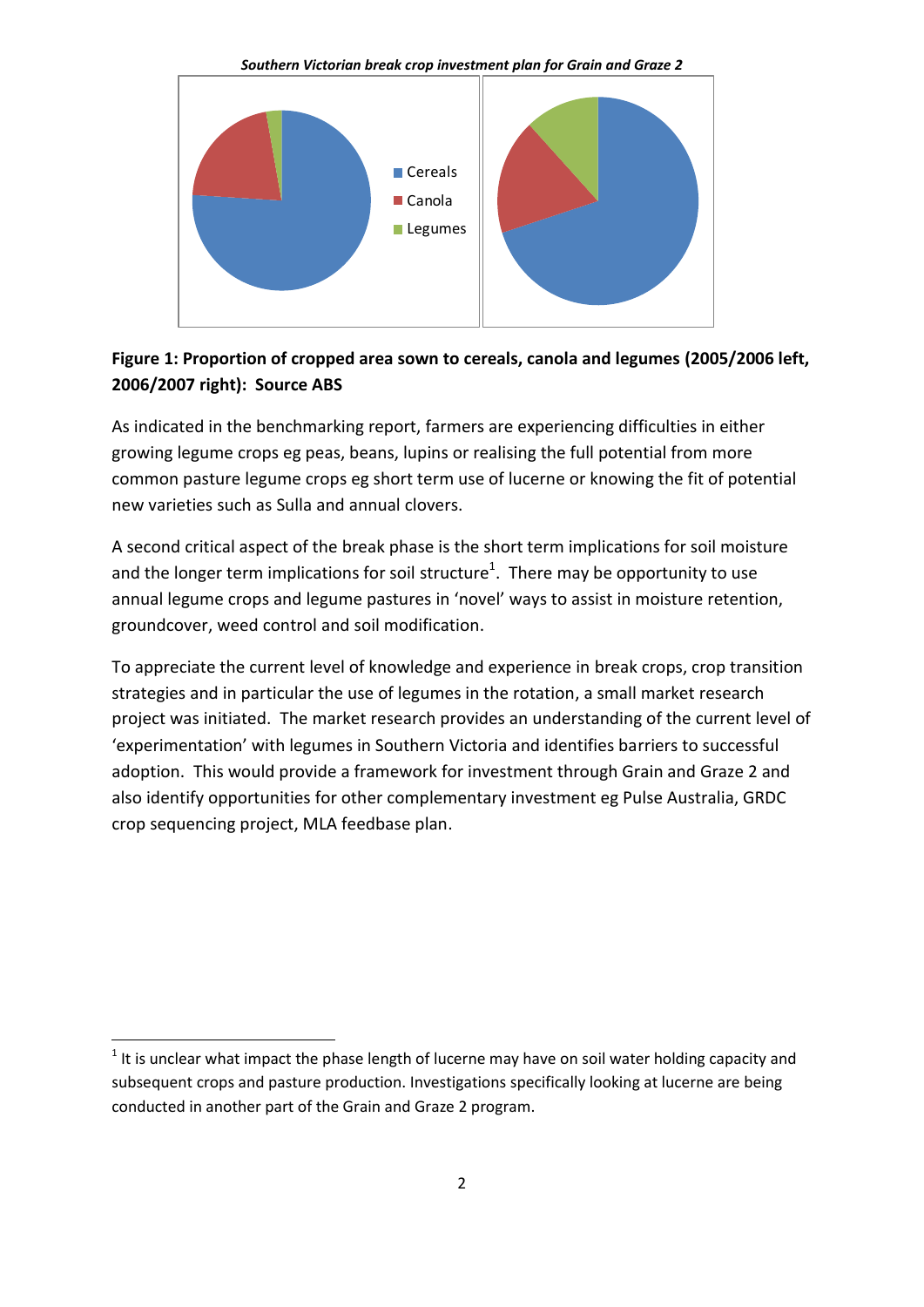**Figure 1: Proportion of cropped area sown to cereals, canola and legumes (2005/2006 left, 2006/2007 right): Source ABS**

As indicated in the benchmarking report, farmers are experiencing difficulties in either growing legume crops eg peas, beans, lupins or realising the full potential from more common pasture legume crops eg short term use of lucerne or knowing the fit of potential new varieties such as Sulla and annual clovers.

A second critical aspect of the break phase is the short term implications for soil moisture and the longer term implications for soil structure[1]. There may be opportunity to use annual legume crops and legume pastures in 'novel' ways to assist in moisture retention, groundcover, weed control and soil modification.

To appreciate the current level of knowledge and experience in break crops, crop transition strategies and in particular the use of legumes in the rotation, a small market research project was initiated. The market research provides an understanding of the current level of 'experimentation' with legumes in Southern Victoria and identifies barriers to successful adoption. This would provide a framework for investment through Grain and Graze 2 and also identify opportunities for other complementary investment eg Pulse Australia, GRDC crop sequencing project, MLA feedbase plan.

[1] It is unclear what impact the phase length of lucerne may have on soil water holding capacity and subsequent crops and pasture production. Investigations specifically looking at lucerne are being conducted in another part of the Grain and Graze 2 program.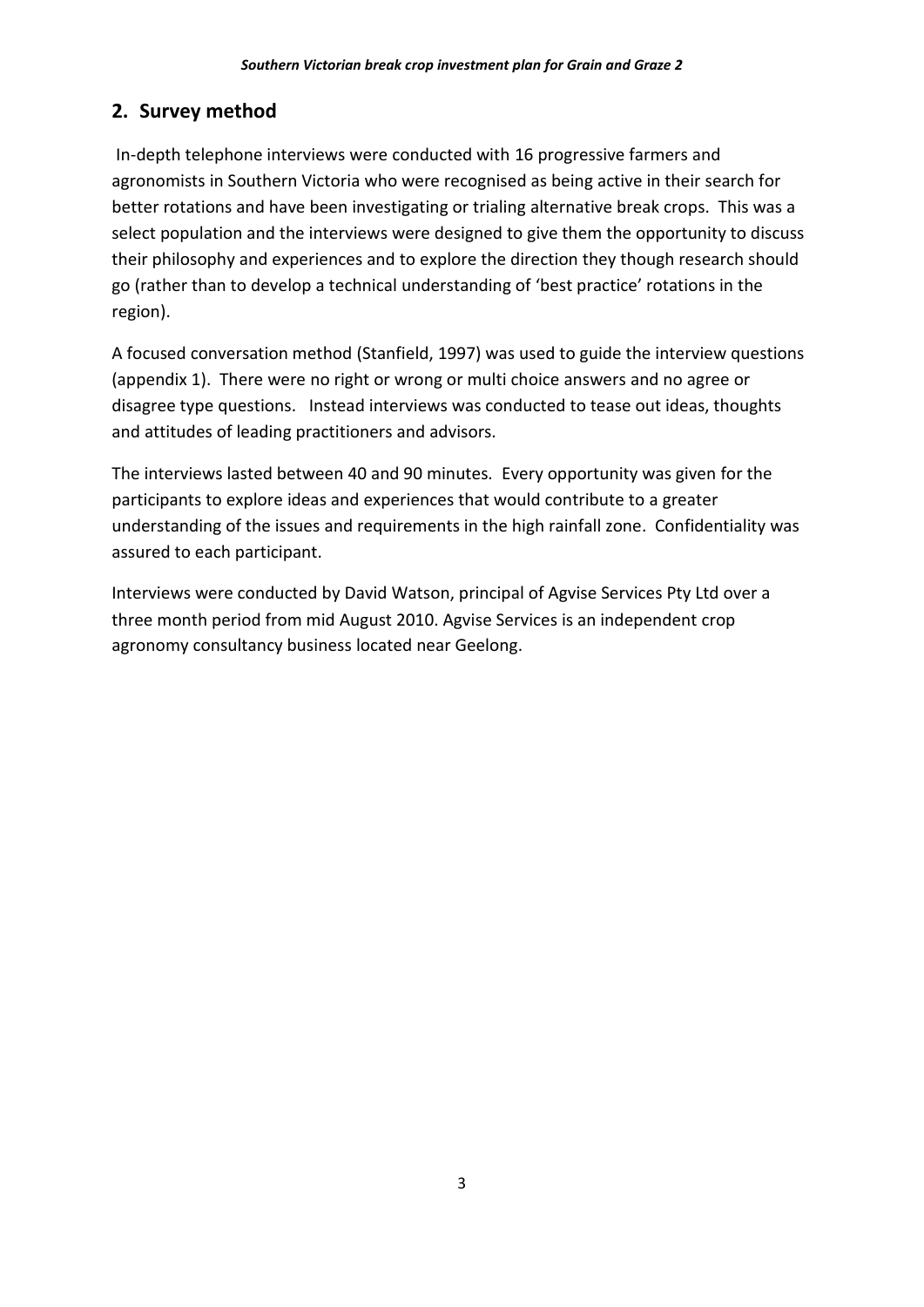## 2. Survey method

In-depth telephone interviews were conducted with 16 progressive farmers and agronomists in Southern Victoria who were recognised as being active in their search for better rotations and have been investigating or trialing alternative break crops. This was a select population and the interviews were designed to give them the opportunity to discuss their philosophy and experiences and to explore the direction they though research should go (rather than to develop a technical understanding of 'best practice' rotations in the region).

A focused conversation method (Stanfield, 1997) was used to guide the interview questions (appendix 1). There were no right or wrong or multi choice answers and no agree or disagree type questions. Instead interviews was conducted to tease out ideas, thoughts and attitudes of leading practitioners and advisors.

The interviews lasted between 40 and 90 minutes. Every opportunity was given for the participants to explore ideas and experiences that would contribute to a greater understanding of the issues and requirements in the high rainfall zone. Confidentiality was assured to each participant.

Interviews were conducted by David Watson, principal of Agvise Services Pty Ltd over a three month period from mid August 2010. Agvise Services is an independent crop agronomy consultancy business located near Geelong.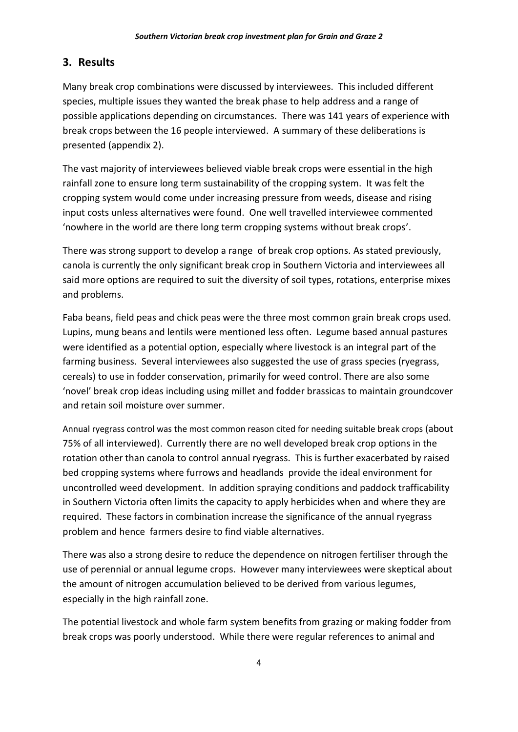## 3. Results

Many break crop combinations were discussed by interviewees. This included different species, multiple issues they wanted the break phase to help address and a range of possible applications depending on circumstances. There was 141 years of experience with break crops between the 16 people interviewed. A summary of these deliberations is presented (appendix 2).

The vast majority of interviewees believed viable break crops were essential in the high rainfall zone to ensure long term sustainability of the cropping system. It was felt the cropping system would come under increasing pressure from weeds, disease and rising input costs unless alternatives were found. One well travelled interviewee commented 'nowhere in the world are there long term cropping systems without break crops'.

There was strong support to develop a range of break crop options. As stated previously, canola is currently the only significant break crop in Southern Victoria and interviewees all said more options are required to suit the diversity of soil types, rotations, enterprise mixes and problems.

Faba beans, field peas and chick peas were the three most common grain break crops used. Lupins, mung beans and lentils were mentioned less often. Legume based annual pastures were identified as a potential option, especially where livestock is an integral part of the farming business. Several interviewees also suggested the use of grass species (ryegrass, cereals) to use in fodder conservation, primarily for weed control. There are also some 'novel' break crop ideas including using millet and fodder brassicas to maintain groundcover and retain soil moisture over summer.

Annual ryegrass control was the most common reason cited for needing suitable break crops (about 75% of all interviewed). Currently there are no well developed break crop options in the rotation other than canola to control annual ryegrass. This is further exacerbated by raised bed cropping systems where furrows and headlands provide the ideal environment for uncontrolled weed development. In addition spraying conditions and paddock trafficability in Southern Victoria often limits the capacity to apply herbicides when and where they are required. These factors in combination increase the significance of the annual ryegrass problem and hence farmers desire to find viable alternatives.

There was also a strong desire to reduce the dependence on nitrogen fertiliser through the use of perennial or annual legume crops. However many interviewees were skeptical about the amount of nitrogen accumulation believed to be derived from various legumes, especially in the high rainfall zone.

The potential livestock and whole farm system benefits from grazing or making fodder from break crops was poorly understood. While there were regular references to animal and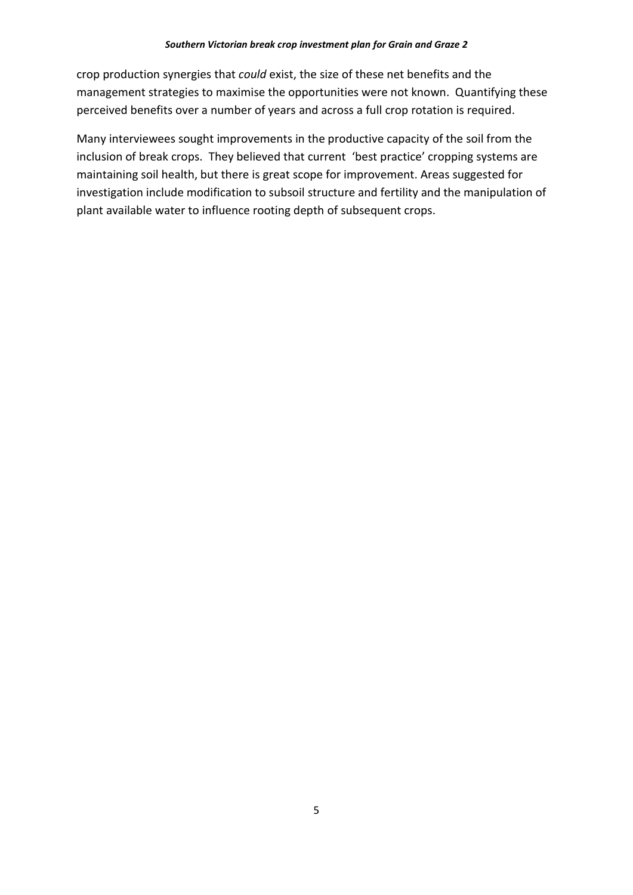crop production synergies that *could* exist, the size of these net benefits and the management strategies to maximise the opportunities were not known. Quantifying these perceived benefits over a number of years and across a full crop rotation is required.

Many interviewees sought improvements in the productive capacity of the soil from the inclusion of break crops. They believed that current 'best practice' cropping systems are maintaining soil health, but there is great scope for improvement. Areas suggested for investigation include modification to subsoil structure and fertility and the manipulation of plant available water to influence rooting depth of subsequent crops.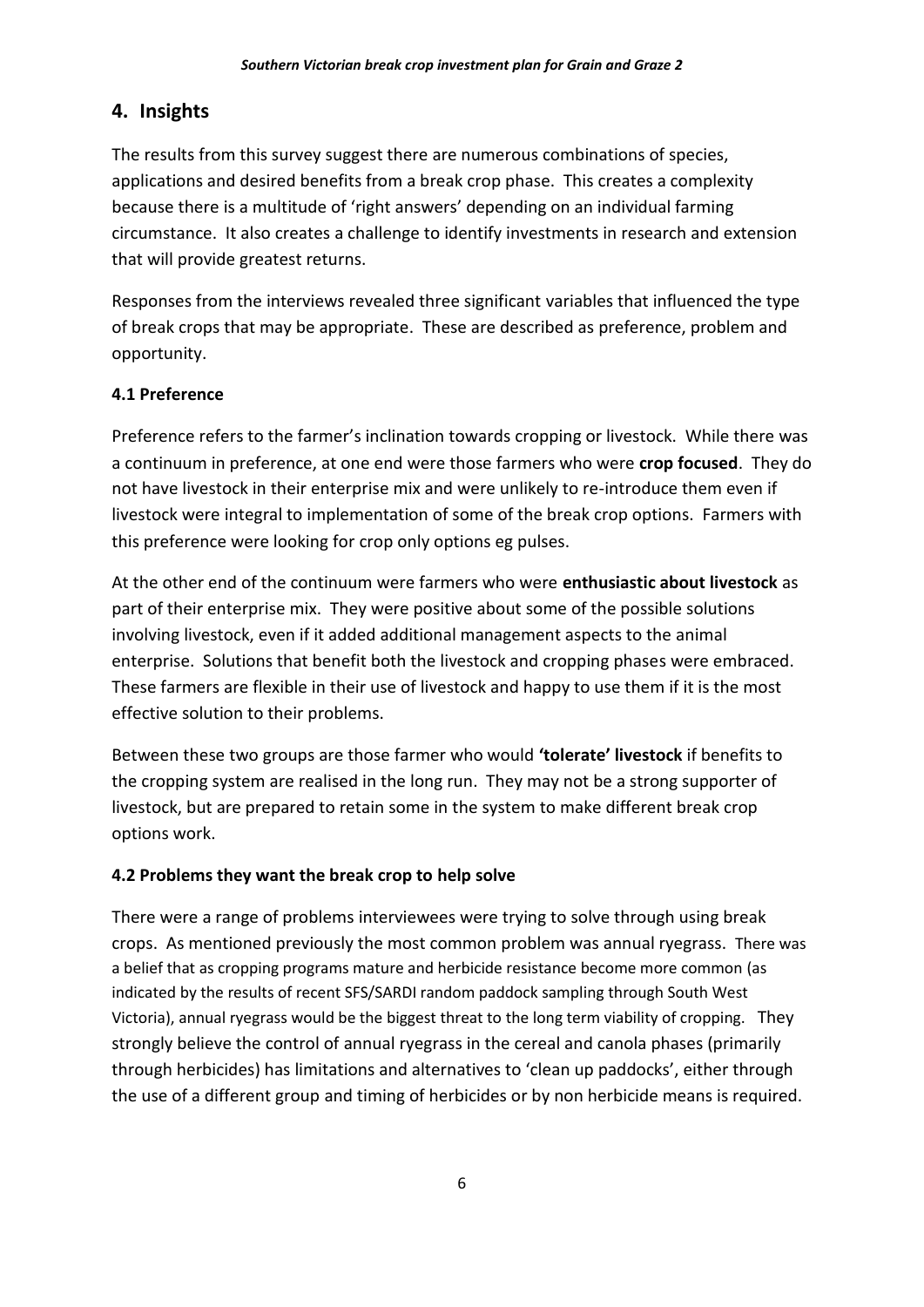## 4. Insights

The results from this survey suggest there are numerous combinations of species, applications and desired benefits from a break crop phase. This creates a complexity because there is a multitude of 'right answers' depending on an individual farming circumstance. It also creates a challenge to identify investments in research and extension that will provide greatest returns.

Responses from the interviews revealed three significant variables that influenced the type of break crops that may be appropriate. These are described as preference, problem and opportunity.

### 4.1 Preference

Preference refers to the farmer's inclination towards cropping or livestock. While there was a continuum in preference, at one end were those farmers who were **crop focused**. They do not have livestock in their enterprise mix and were unlikely to re-introduce them even if livestock were integral to implementation of some of the break crop options. Farmers with this preference were looking for crop only options eg pulses.

At the other end of the continuum were farmers who were **enthusiastic about livestock** as part of their enterprise mix. They were positive about some of the possible solutions involving livestock, even if it added additional management aspects to the animal enterprise. Solutions that benefit both the livestock and cropping phases were embraced. These farmers are flexible in their use of livestock and happy to use them if it is the most effective solution to their problems.

Between these two groups are those farmer who would **'tolerate' livestock** if benefits to the cropping system are realised in the long run. They may not be a strong supporter of livestock, but are prepared to retain some in the system to make different break crop options work.

### 4.2 Problems they want the break crop to help solve

There were a range of problems interviewees were trying to solve through using break crops. As mentioned previously the most common problem was annual ryegrass. There was a belief that as cropping programs mature and herbicide resistance become more common (as indicated by the results of recent SFS/SARDI random paddock sampling through South West Victoria), annual ryegrass would be the biggest threat to the long term viability of cropping. They strongly believe the control of annual ryegrass in the cereal and canola phases (primarily through herbicides) has limitations and alternatives to 'clean up paddocks', either through the use of a different group and timing of herbicides or by non herbicide means is required.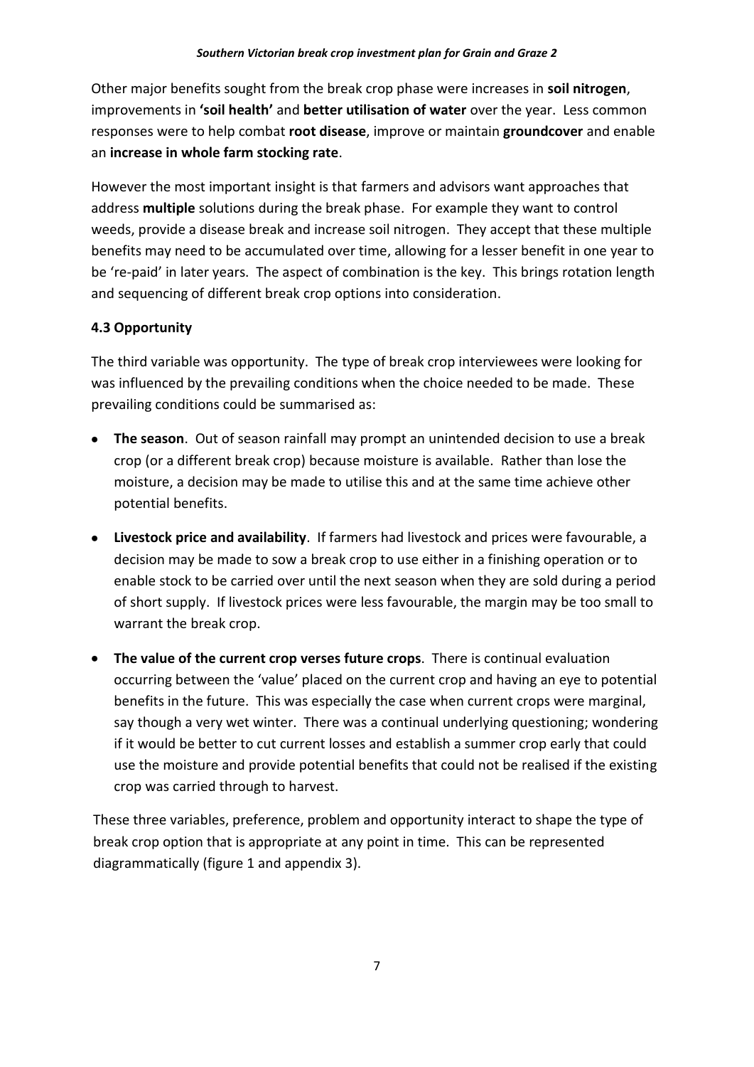Other major benefits sought from the break crop phase were increases in **soil nitrogen**, improvements in **'soil health'** and **better utilisation of water** over the year. Less common responses were to help combat **root disease**, improve or maintain **groundcover** and enable an **increase in whole farm stocking rate**.

However the most important insight is that farmers and advisors want approaches that address **multiple** solutions during the break phase. For example they want to control weeds, provide a disease break and increase soil nitrogen. They accept that these multiple benefits may need to be accumulated over time, allowing for a lesser benefit in one year to be 're-paid' in later years. The aspect of combination is the key. This brings rotation length and sequencing of different break crop options into consideration.

### 4.3 Opportunity

The third variable was opportunity. The type of break crop interviewees were looking for was influenced by the prevailing conditions when the choice needed to be made. These prevailing conditions could be summarised as:

- **The season**. Out of season rainfall may prompt an unintended decision to use a break crop (or a different break crop) because moisture is available. Rather than lose the moisture, a decision may be made to utilise this and at the same time achieve other potential benefits.
- **Livestock price and availability**. If farmers had livestock and prices were favourable, a decision may be made to sow a break crop to use either in a finishing operation or to enable stock to be carried over until the next season when they are sold during a period of short supply. If livestock prices were less favourable, the margin may be too small to warrant the break crop.
- **The value of the current crop verses future crops**. There is continual evaluation occurring between the 'value' placed on the current crop and having an eye to potential benefits in the future. This was especially the case when current crops were marginal, say though a very wet winter. There was a continual underlying questioning; wondering if it would be better to cut current losses and establish a summer crop early that could use the moisture and provide potential benefits that could not be realised if the existing crop was carried through to harvest.

These three variables, preference, problem and opportunity interact to shape the type of break crop option that is appropriate at any point in time. This can be represented diagrammatically (figure 1 and appendix 3).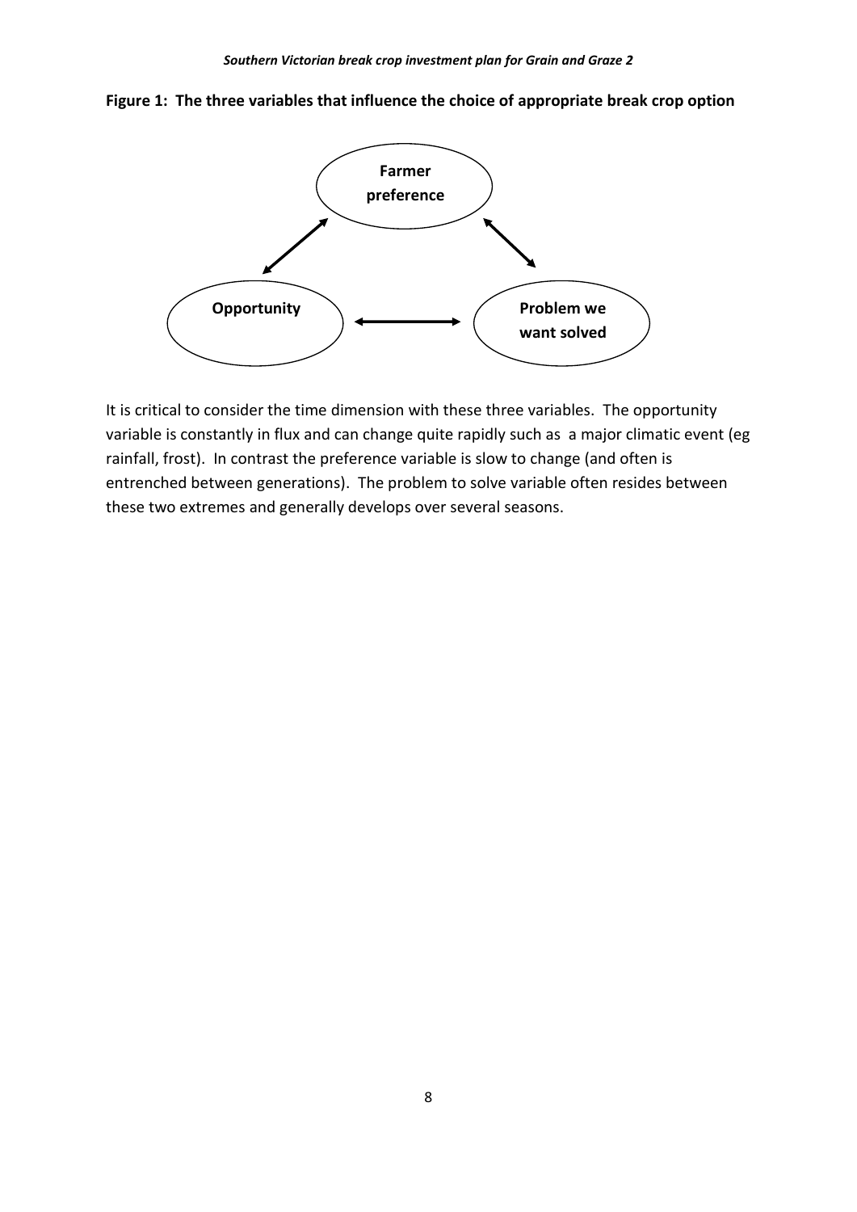**Figure 1: The three variables that influence the choice of appropriate break crop option**

Farmer preference

Opportunity

Problem we want solved

It is critical to consider the time dimension with these three variables. The opportunity variable is constantly in flux and can change quite rapidly such as a major climatic event (eg rainfall, frost). In contrast the preference variable is slow to change (and often is entrenched between generations). The problem to solve variable often resides between these two extremes and generally develops over several seasons.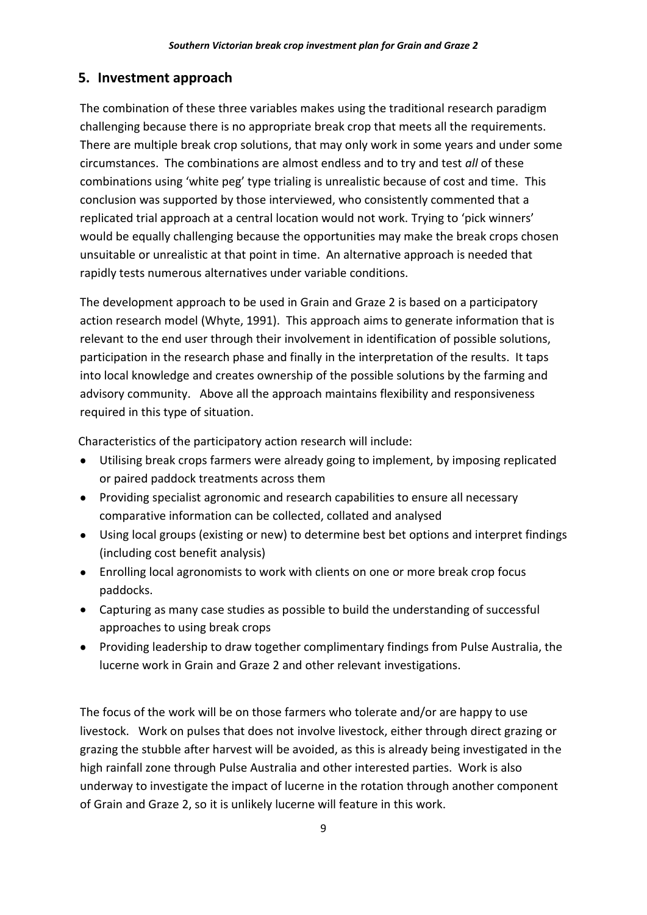## 5. Investment approach

The combination of these three variables makes using the traditional research paradigm challenging because there is no appropriate break crop that meets all the requirements. There are multiple break crop solutions, that may only work in some years and under some circumstances. The combinations are almost endless and to try and test *all* of these combinations using 'white peg' type trialing is unrealistic because of cost and time. This conclusion was supported by those interviewed, who consistently commented that a replicated trial approach at a central location would not work. Trying to 'pick winners' would be equally challenging because the opportunities may make the break crops chosen unsuitable or unrealistic at that point in time. An alternative approach is needed that rapidly tests numerous alternatives under variable conditions.

The development approach to be used in Grain and Graze 2 is based on a participatory action research model (Whyte, 1991). This approach aims to generate information that is relevant to the end user through their involvement in identification of possible solutions, participation in the research phase and finally in the interpretation of the results. It taps into local knowledge and creates ownership of the possible solutions by the farming and advisory community. Above all the approach maintains flexibility and responsiveness required in this type of situation.

Characteristics of the participatory action research will include:

- Utilising break crops farmers were already going to implement, by imposing replicated or paired paddock treatments across them
- Providing specialist agronomic and research capabilities to ensure all necessary comparative information can be collected, collated and analysed
- Using local groups (existing or new) to determine best bet options and interpret findings (including cost benefit analysis)
- Enrolling local agronomists to work with clients on one or more break crop focus paddocks.
- Capturing as many case studies as possible to build the understanding of successful approaches to using break crops
- Providing leadership to draw together complimentary findings from Pulse Australia, the lucerne work in Grain and Graze 2 and other relevant investigations.

The focus of the work will be on those farmers who tolerate and/or are happy to use livestock. Work on pulses that does not involve livestock, either through direct grazing or grazing the stubble after harvest will be avoided, as this is already being investigated in the high rainfall zone through Pulse Australia and other interested parties. Work is also underway to investigate the impact of lucerne in the rotation through another component of Grain and Graze 2, so it is unlikely lucerne will feature in this work.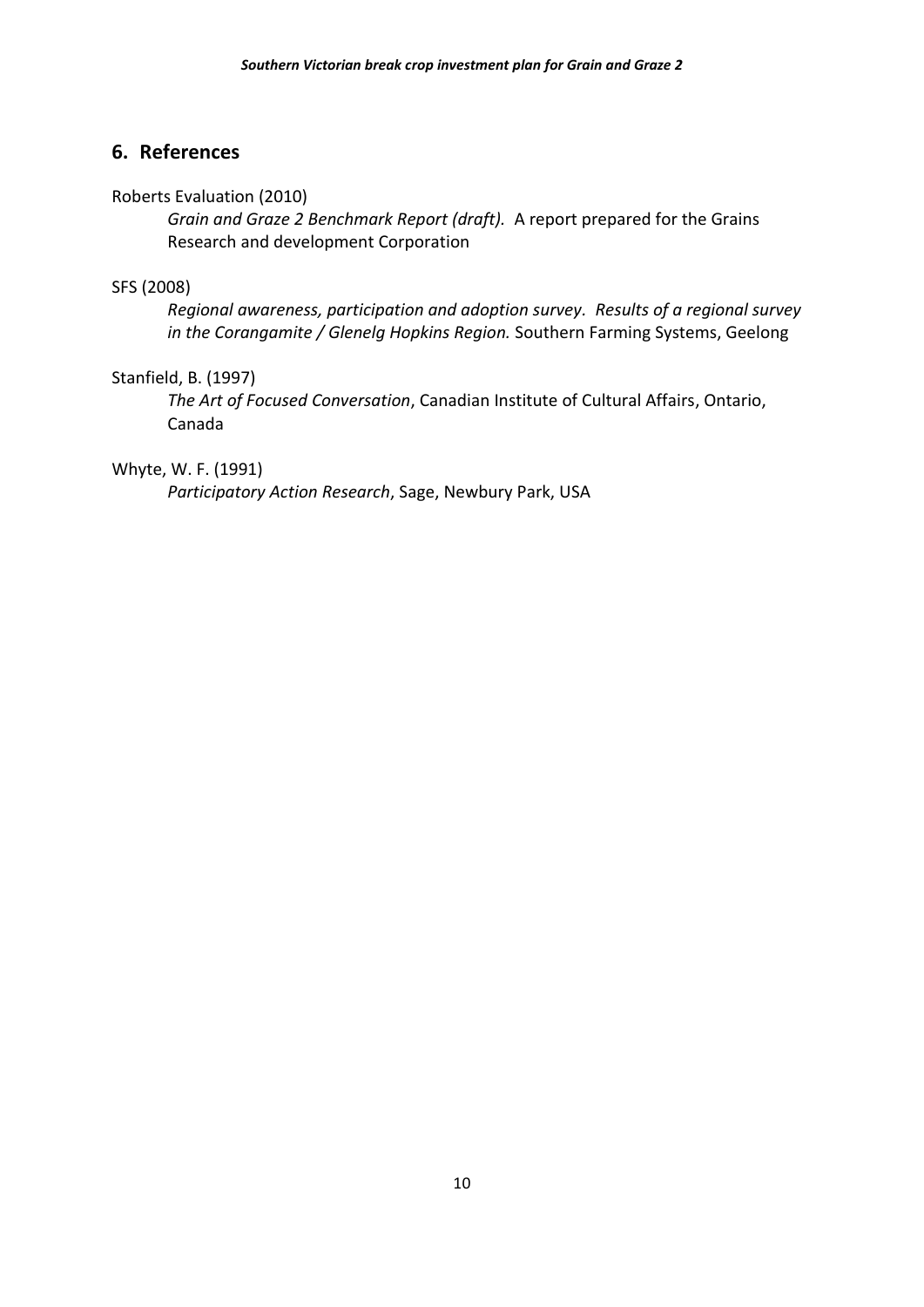## 6. References

Roberts Evaluation (2010)

*Grain and Graze 2 Benchmark Report (draft).* A report prepared for the Grains Research and development Corporation

SFS (2008)

*Regional awareness, participation and adoption survey. Results of a regional survey in the Corangamite / Glenelg Hopkins Region.* Southern Farming Systems, Geelong

Stanfield, B. (1997)

*The Art of Focused Conversation*, Canadian Institute of Cultural Affairs, Ontario, Canada

Whyte, W. F. (1991)

*Participatory Action Research*, Sage, Newbury Park, USA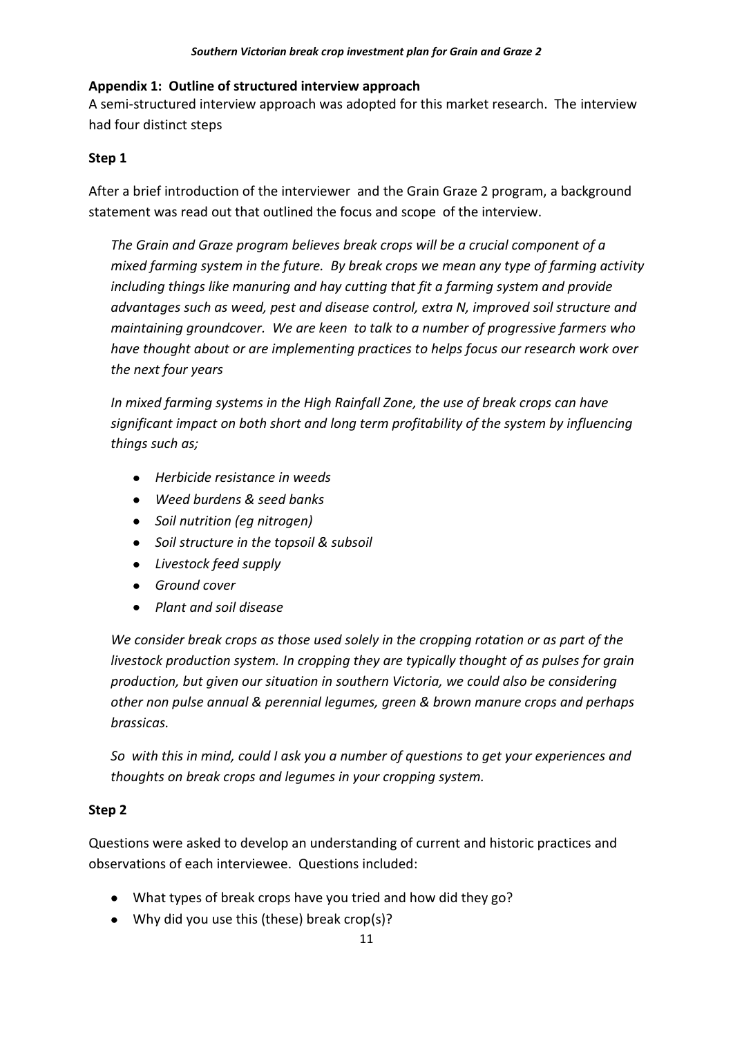## Appendix 1: Outline of structured interview approach

A semi-structured interview approach was adopted for this market research. The interview had four distinct steps

### Step 1

After a brief introduction of the interviewer and the Grain Graze 2 program, a background statement was read out that outlined the focus and scope of the interview.

*The Grain and Graze program believes break crops will be a crucial component of a mixed farming system in the future. By break crops we mean any type of farming activity including things like manuring and hay cutting that fit a farming system and provide advantages such as weed, pest and disease control, extra N, improved soil structure and maintaining groundcover. We are keen to talk to a number of progressive farmers who have thought about or are implementing practices to helps focus our research work over the next four years*

*In mixed farming systems in the High Rainfall Zone, the use of break crops can have significant impact on both short and long term profitability of the system by influencing things such as;*

- *Herbicide resistance in weeds*
- *Weed burdens & seed banks*
- *Soil nutrition (eg nitrogen)*
- *Soil structure in the topsoil & subsoil*
- *Livestock feed supply*
- *Ground cover*
- *Plant and soil disease*

*We consider break crops as those used solely in the cropping rotation or as part of the livestock production system. In cropping they are typically thought of as pulses for grain production, but given our situation in southern Victoria, we could also be considering other non pulse annual & perennial legumes, green & brown manure crops and perhaps brassicas.*

*So with this in mind, could I ask you a number of questions to get your experiences and thoughts on break crops and legumes in your cropping system.*

### Step 2

Questions were asked to develop an understanding of current and historic practices and observations of each interviewee. Questions included:

- What types of break crops have you tried and how did they go?
- Why did you use this (these) break crop(s)?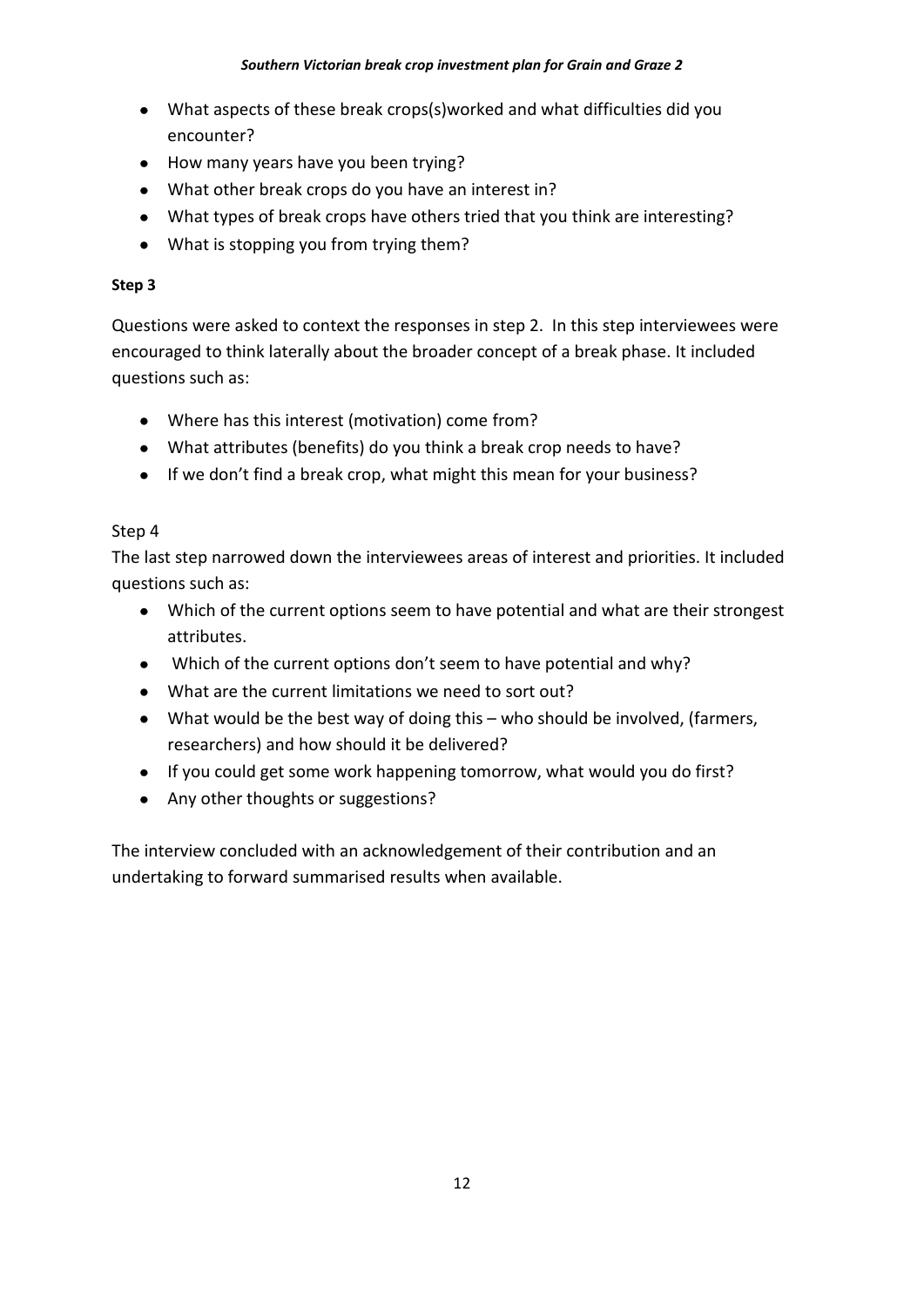- What aspects of these break crops(s)worked and what difficulties did you encounter?
- How many years have you been trying?
- What other break crops do you have an interest in?
- What types of break crops have others tried that you think are interesting?
- What is stopping you from trying them?

**Step 3**

Questions were asked to context the responses in step 2. In this step interviewees were encouraged to think laterally about the broader concept of a break phase. It included questions such as:

- Where has this interest (motivation) come from?
- What attributes (benefits) do you think a break crop needs to have?
- If we don't find a break crop, what might this mean for your business?

Step 4

The last step narrowed down the interviewees areas of interest and priorities. It included questions such as:

- Which of the current options seem to have potential and what are their strongest attributes.
- Which of the current options don't seem to have potential and why?
- What are the current limitations we need to sort out?
- What would be the best way of doing this – who should be involved, (farmers, researchers) and how should it be delivered?
- If you could get some work happening tomorrow, what would you do first?
- Any other thoughts or suggestions?

The interview concluded with an acknowledgement of their contribution and an undertaking to forward summarised results when available.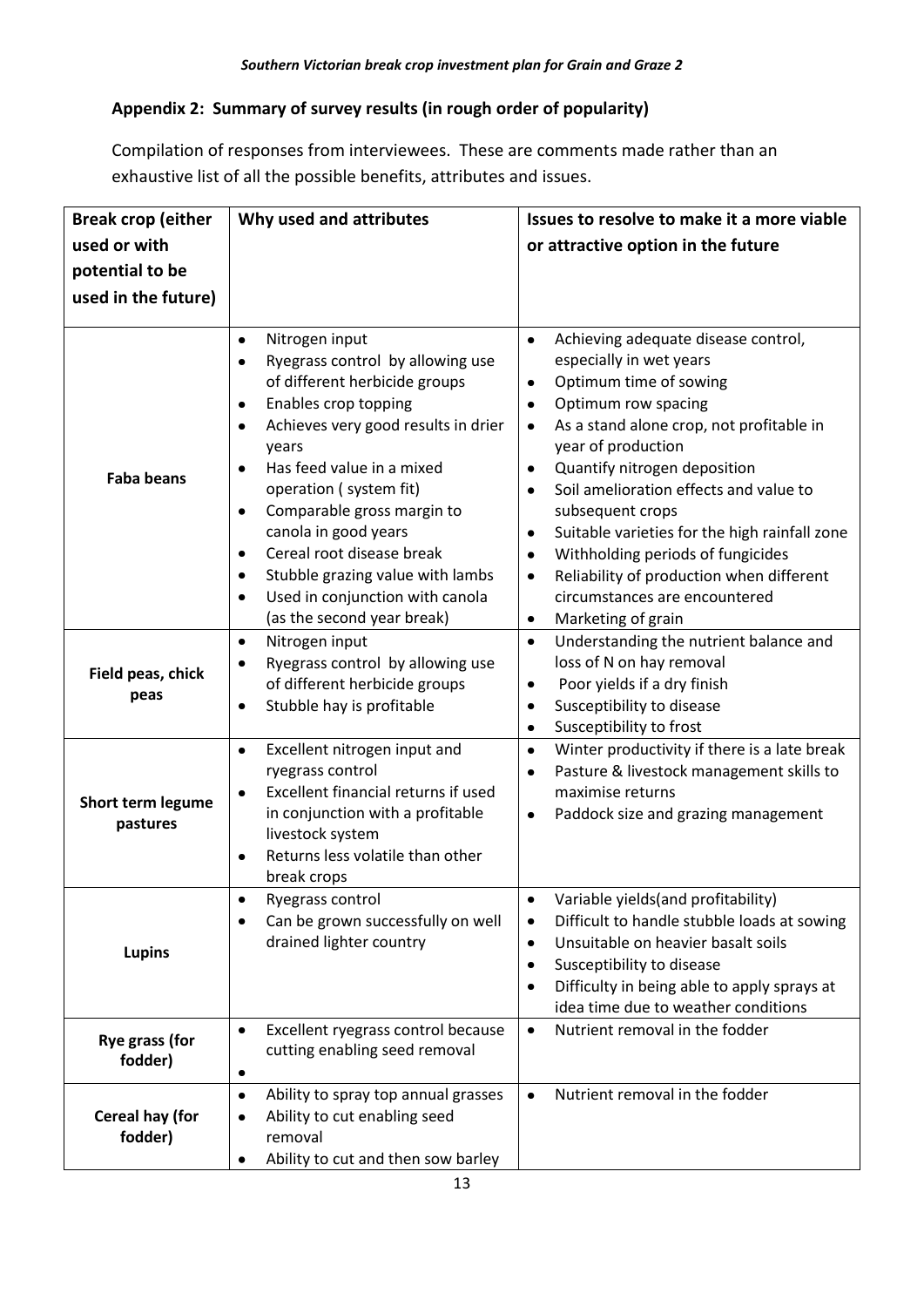## Appendix 2: Summary of survey results (in rough order of popularity)

Compilation of responses from interviewees. These are comments made rather than an exhaustive list of all the possible benefits, attributes and issues.

| Break crop (either used or with potential to be used in the future) | Why used and attributes | Issues to resolve to make it a more viable or attractive option in the future |
|---|---|---|
| **Faba beans** | • Nitrogen input<br>• Ryegrass control by allowing use of different herbicide groups<br>• Enables crop topping<br>• Achieves very good results in drier years<br>• Has feed value in a mixed operation ( system fit)<br>• Comparable gross margin to canola in good years<br>• Cereal root disease break<br>• Stubble grazing value with lambs<br>• Used in conjunction with canola (as the second year break) | • Achieving adequate disease control, especially in wet years<br>• Optimum time of sowing<br>• Optimum row spacing<br>• As a stand alone crop, not profitable in year of production<br>• Quantify nitrogen deposition<br>• Soil amelioration effects and value to subsequent crops<br>• Suitable varieties for the high rainfall zone<br>• Withholding periods of fungicides<br>• Reliability of production when different circumstances are encountered<br>• Marketing of grain |
| **Field peas, chick peas** | • Nitrogen input<br>• Ryegrass control by allowing use of different herbicide groups<br>• Stubble hay is profitable | • Understanding the nutrient balance and loss of N on hay removal<br>• Poor yields if a dry finish<br>• Susceptibility to disease<br>• Susceptibility to frost |
| **Short term legume pastures** | • Excellent nitrogen input and ryegrass control<br>• Excellent financial returns if used in conjunction with a profitable livestock system<br>• Returns less volatile than other break crops | • Winter productivity if there is a late break<br>• Pasture & livestock management skills to maximise returns<br>• Paddock size and grazing management |
| **Lupins** | • Ryegrass control<br>• Can be grown successfully on well drained lighter country | • Variable yields(and profitability)<br>• Difficult to handle stubble loads at sowing<br>• Unsuitable on heavier basalt soils<br>• Susceptibility to disease<br>• Difficulty in being able to apply sprays at idea time due to weather conditions |
| **Rye grass (for fodder)** | • Excellent ryegrass control because cutting enabling seed removal<br>• | • Nutrient removal in the fodder |
| **Cereal hay (for fodder)** | • Ability to spray top annual grasses<br>• Ability to cut enabling seed removal<br>• Ability to cut and then sow barley | • Nutrient removal in the fodder |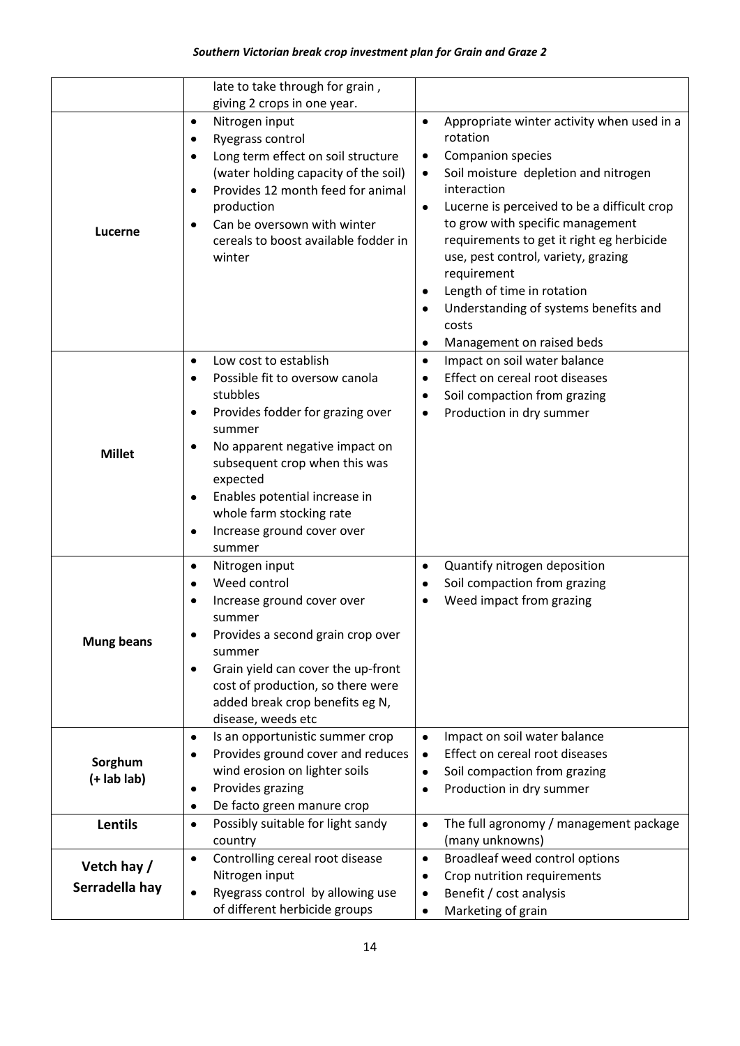| | | |
|---|---|---|
| | late to take through for grain, giving 2 crops in one year. | |
| **Lucerne** | • Nitrogen input<br>• Ryegrass control<br>• Long term effect on soil structure (water holding capacity of the soil)<br>• Provides 12 month feed for animal production<br>• Can be oversown with winter cereals to boost available fodder in winter | • Appropriate winter activity when used in a rotation<br>• Companion species<br>• Soil moisture depletion and nitrogen interaction<br>• Lucerne is perceived to be a difficult crop to grow with specific management requirements to get it right eg herbicide use, pest control, variety, grazing requirement<br>• Length of time in rotation<br>• Understanding of systems benefits and costs<br>• Management on raised beds |
| **Millet** | • Low cost to establish<br>• Possible fit to oversow canola stubbles<br>• Provides fodder for grazing over summer<br>• No apparent negative impact on subsequent crop when this was expected<br>• Enables potential increase in whole farm stocking rate<br>• Increase ground cover over summer | • Impact on soil water balance<br>• Effect on cereal root diseases<br>• Soil compaction from grazing<br>• Production in dry summer |
| **Mung beans** | • Nitrogen input<br>• Weed control<br>• Increase ground cover over summer<br>• Provides a second grain crop over summer<br>• Grain yield can cover the up-front cost of production, so there were added break crop benefits eg N, disease, weeds etc | • Quantify nitrogen deposition<br>• Soil compaction from grazing<br>• Weed impact from grazing |
| **Sorghum (+ lab lab)** | • Is an opportunistic summer crop<br>• Provides ground cover and reduces wind erosion on lighter soils<br>• Provides grazing<br>• De facto green manure crop | • Impact on soil water balance<br>• Effect on cereal root diseases<br>• Soil compaction from grazing<br>• Production in dry summer |
| **Lentils** | • Possibly suitable for light sandy country | • The full agronomy / management package (many unknowns) |
| **Vetch hay / Serradella hay** | • Controlling cereal root disease Nitrogen input<br>• Ryegrass control by allowing use of different herbicide groups | • Broadleaf weed control options<br>• Crop nutrition requirements<br>• Benefit / cost analysis<br>• Marketing of grain |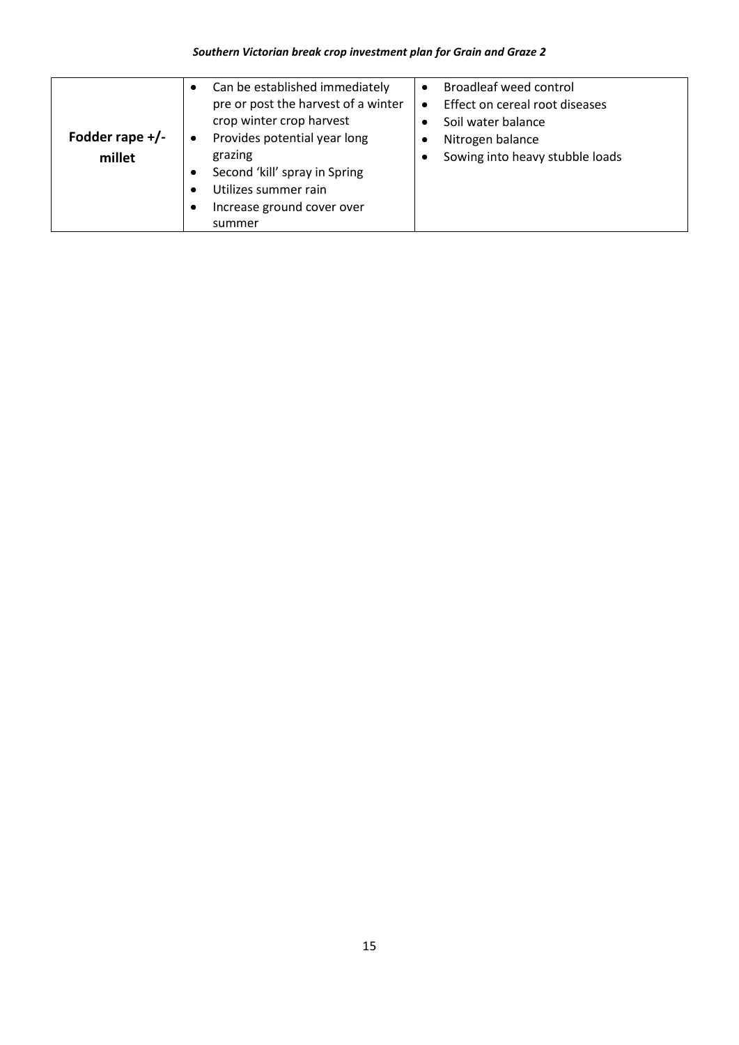| | | |
|---|---|---|
| **Fodder rape +/- millet** | <ul><li>Can be established immediately pre or post the harvest of a winter crop winter crop harvest</li><li>Provides potential year long grazing</li><li>Second 'kill' spray in Spring</li><li>Utilizes summer rain</li><li>Increase ground cover over summer</li></ul> | <ul><li>Broadleaf weed control</li><li>Effect on cereal root diseases</li><li>Soil water balance</li><li>Nitrogen balance</li><li>Sowing into heavy stubble loads</li></ul> |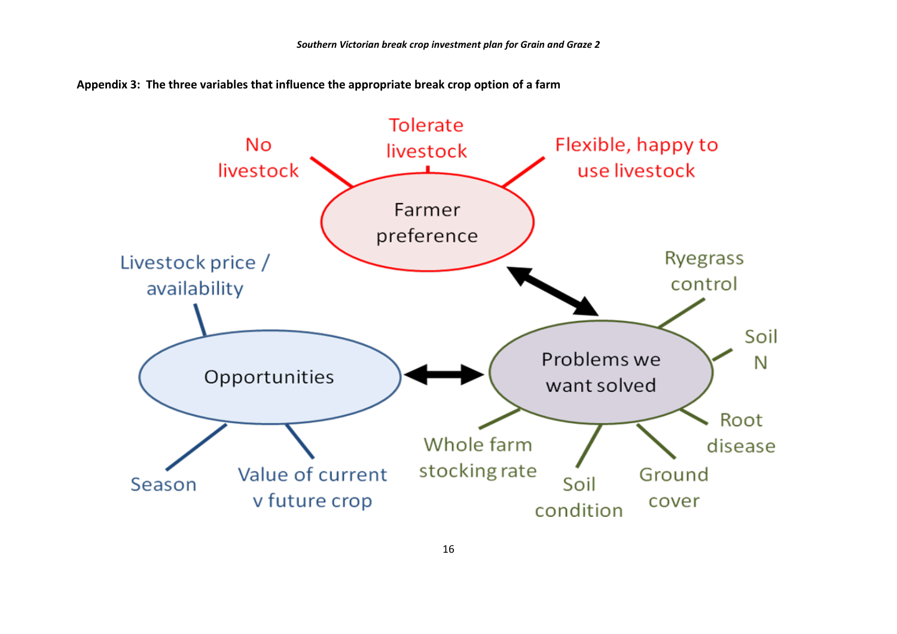**Appendix 3: The three variables that influence the appropriate break crop option of a farm**

Farmer preference

No livestock

Tolerate livestock

Flexible, happy to use livestock

Opportunities

Livestock price / availability

Season

Value of current v future crop

Problems we want solved

Ryegrass control

Soil N

Root disease

Ground cover

Soil condition

Whole farm stocking rate